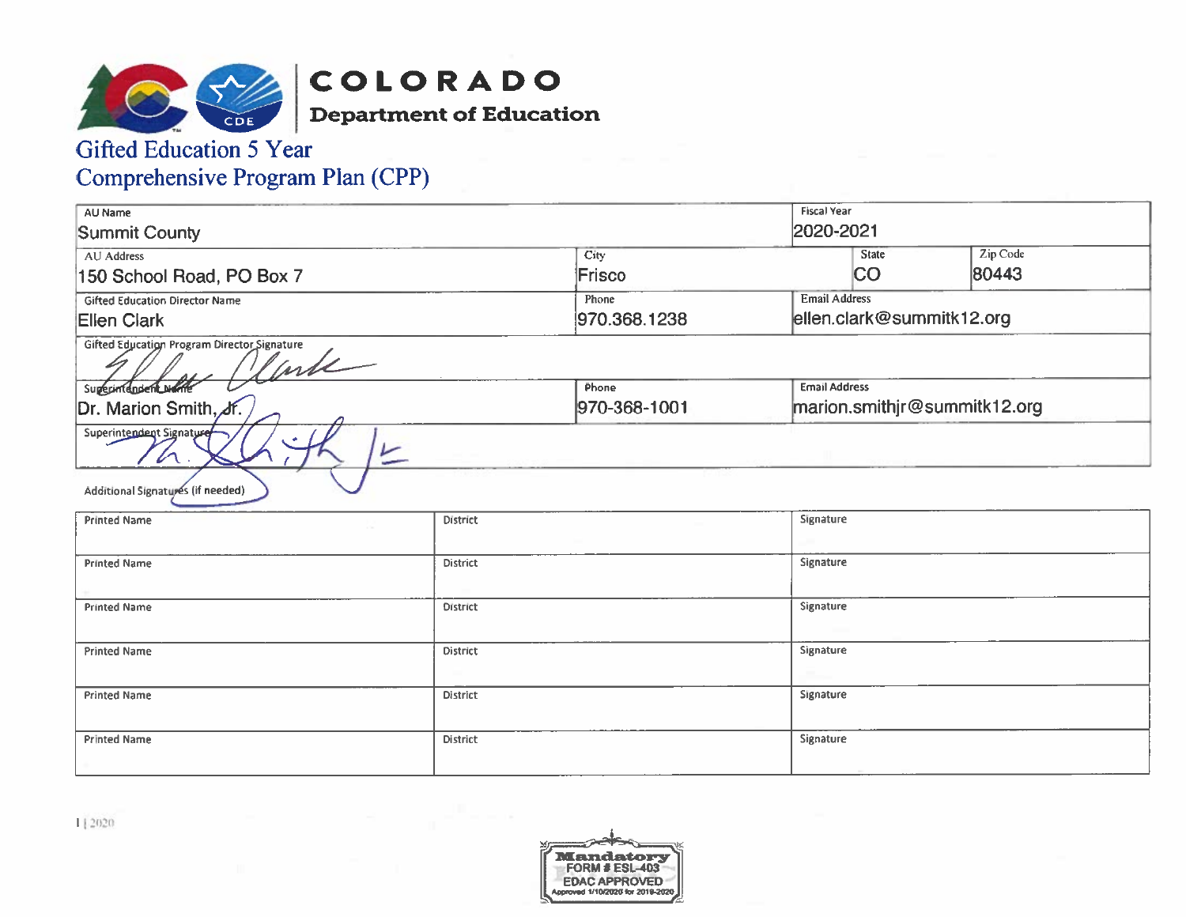COLORADO
Department of Education

# Gifted Education 5 Year Comprehensive Program Plan (CPP)

| AU Name | | | Fiscal Year | |
|---|---|---|---|---|
| Summit County | | | 2020-2021 | |
| **AU Address** | **City** | | **State** | **Zip Code** |
| 150 School Road, PO Box 7 | Frisco | | CO | 80443 |
| **Gifted Education Director Name** | **Phone** | | **Email Address** | |
| Ellen Clark | 970.368.1238 | | ellen.clark@summitk12.org | |
| **Gifted Education Program Director Signature** | | | | |
| | | | | |
| **Superintendent Name** | **Phone** | | **Email Address** | |
| Dr. Marion Smith, Jr. | 970-368-1001 | | marion.smithjr@summitk12.org | |
| **Superintendent Signature** | | | | |
| | | | | |

Additional Signatures (if needed)

| Printed Name | District | Signature |
|---|---|---|
| | | |
| | | |
| | | |
| | | |
| | | |
| | | |

Mandatory FORM # ESL-403 EDAC APPROVED Approved 1/10/2020 for 2019-2020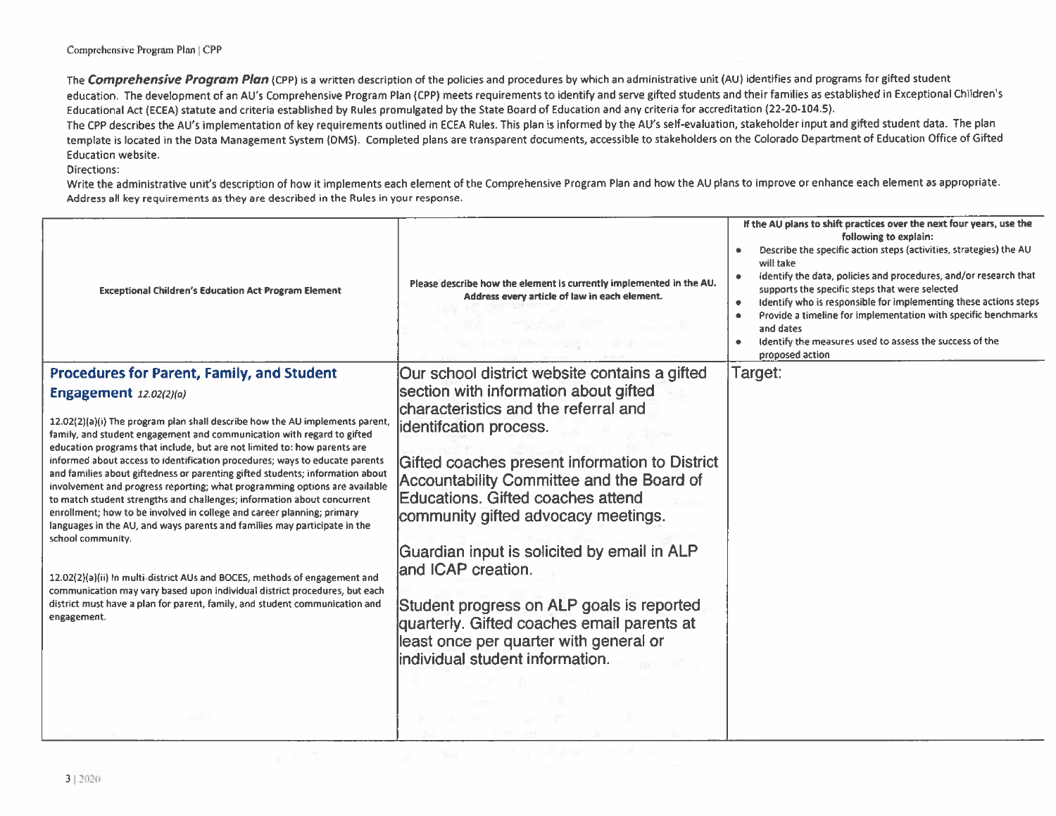The ***Comprehensive Program Plan*** (CPP) is a written description of the policies and procedures by which an administrative unit (AU) identifies and programs for gifted student education. The development of an AU's Comprehensive Program Plan (CPP) meets requirements to identify and serve gifted students and their families as established in Exceptional Children's Educational Act (ECEA) statute and criteria established by Rules promulgated by the State Board of Education and any criteria for accreditation (22-20-104.5).

The CPP describes the AU's implementation of key requirements outlined in ECEA Rules. This plan is informed by the AU's self-evaluation, stakeholder input and gifted student data. The plan template is located in the Data Management System (DMS). Completed plans are transparent documents, accessible to stakeholders on the Colorado Department of Education Office of Gifted Education website.

Directions:

Write the administrative unit's description of how it implements each element of the Comprehensive Program Plan and how the AU plans to improve or enhance each element as appropriate. Address all key requirements as they are described in the Rules in your response.

| Exceptional Children's Education Act Program Element | Please describe how the element is currently implemented in the AU. Address every article of law in each element. | If the AU plans to shift practices over the next four years, use the following to explain: <br>• Describe the specific action steps (activities, strategies) the AU will take <br>• Identify the data, policies and procedures, and/or research that supports the specific steps that were selected <br>• Identify who is responsible for implementing these actions steps <br>• Provide a timeline for implementation with specific benchmarks and dates <br>• Identify the measures used to assess the success of the proposed action |
|---|---|---|
| **Procedures for Parent, Family, and Student Engagement** *12.02(2)(a)* <br><br> 12.02(2)(a)(i) The program plan shall describe how the AU implements parent, family, and student engagement and communication with regard to gifted education programs that include, but are not limited to: how parents are informed about access to identification procedures; ways to educate parents and families about giftedness or parenting gifted students; information about involvement and progress reporting; what programming options are available to match student strengths and challenges; information about concurrent enrollment; how to be involved in college and career planning; primary languages in the AU, and ways parents and families may participate in the school community. <br><br> 12.02(2)(a)(ii) In multi-district AUs and BOCES, methods of engagement and communication may vary based upon individual district procedures, but each district must have a plan for parent, family, and student communication and engagement. | Our school district website contains a gifted section with information about gifted characteristics and the referral and identifcation process. <br><br> Gifted coaches present information to District Accountability Committee and the Board of Educations. Gifted coaches attend community gifted advocacy meetings. <br><br> Guardian input is solicited by email in ALP and ICAP creation. <br><br> Student progress on ALP goals is reported quarterly. Gifted coaches email parents at least once per quarter with general or individual student information. | Target: |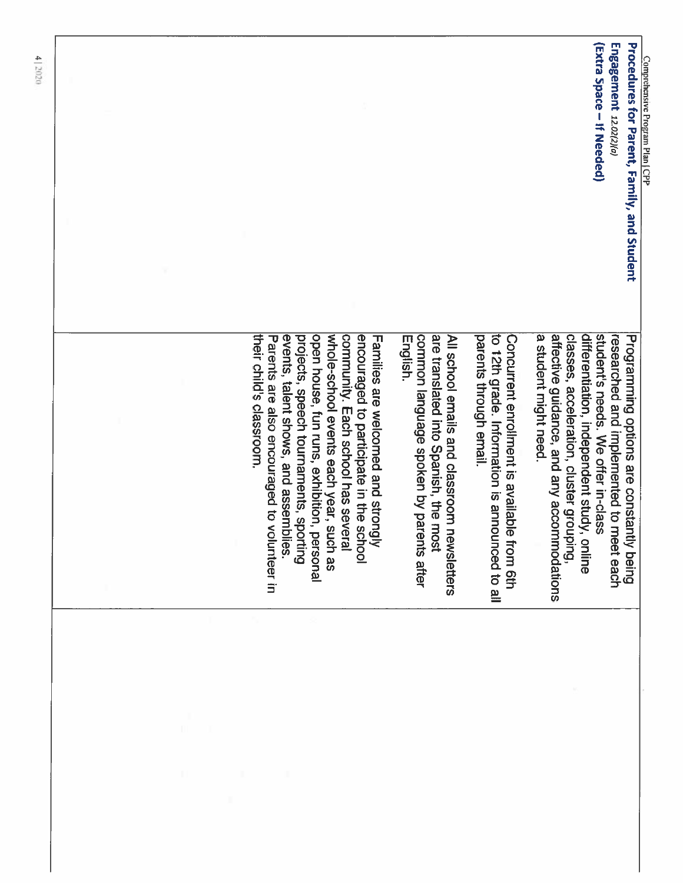| | | |
|---|---|---|
| **Procedures for Parent, Family, and Student Engagement** *12.02(2)(a)* **(Extra Space – If Needed)** | Programming options are constantly being researched and implemented to meet each student's needs. We offer in-class differentiation, independent study, online classes, acceleration, cluster grouping, affective guidance, and any accommodations a student might need.<br><br>Concurrent enrollment is available from 6th to 12th grade. Information is announced to all parents through email.<br><br>All school emails and classroom newsletters are translated into Spanish, the most common language spoken by parents after English.<br><br>Families are welcomed and strongly encouraged to participate in the school community. Each school has several whole-school events each year, such as open house, fun runs, exhibition, personal projects, speech tournaments, sporting events, talent shows, and assemblies. Parents are also encouraged to volunteer in their child's classroom. | |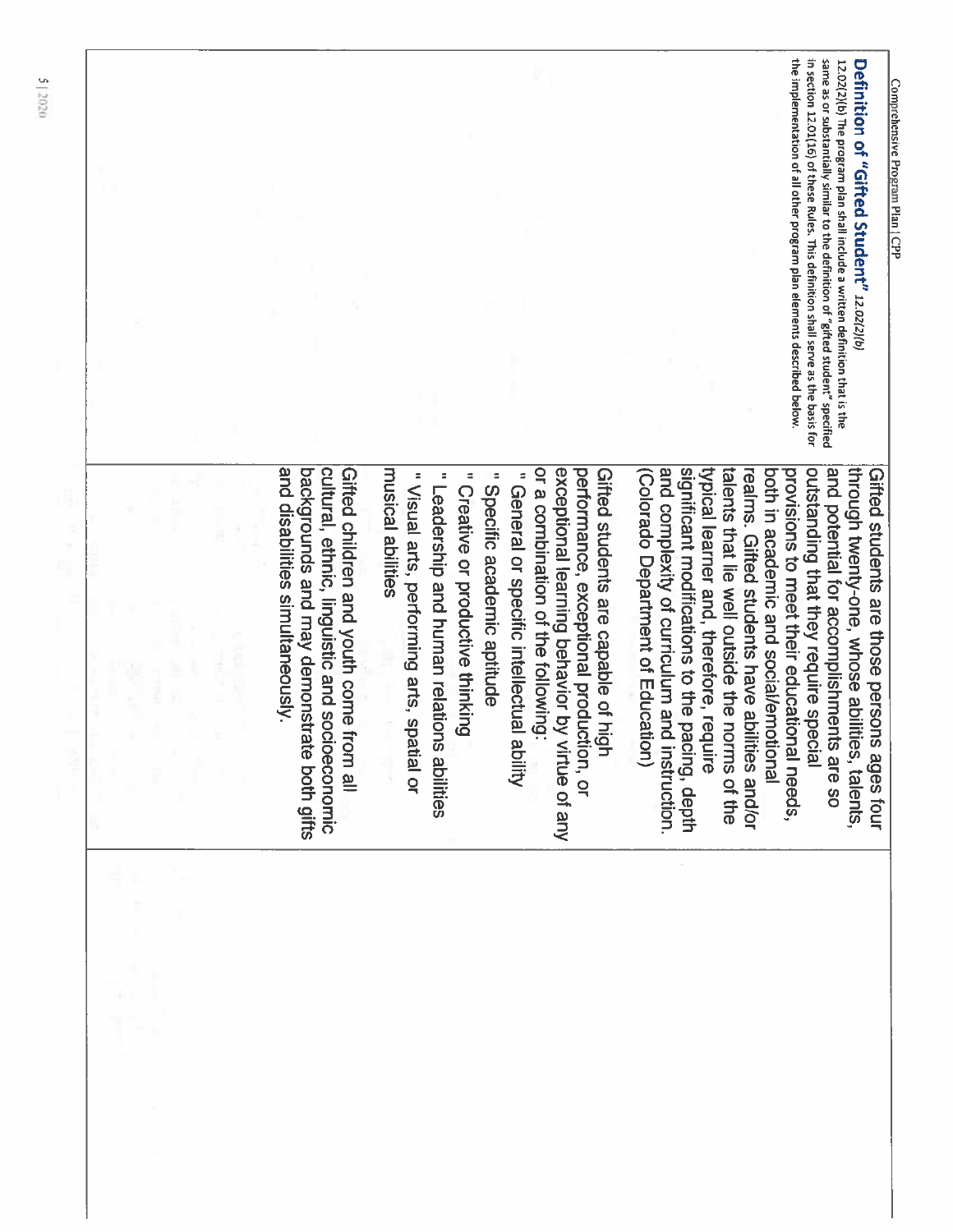| | | |
|---|---|---|
| **Definition of "Gifted Student"** *12.02(2)(b)*<br>12.02(2)(b) The program plan shall include a written definition that is the same as or substantially similar to the definition of "gifted student" specified in section 12.01(16) of these Rules. This definition shall serve as the basis for the implementation of all other program plan elements described below. | Gifted students are those persons ages four through twenty-one, whose abilities, talents, and potential for accomplishments are so outstanding that they require special provisions to meet their educational needs, both in academic and social/emotional realms. Gifted students have abilities and/or talents that lie well outside the norms of the typical learner and, therefore, require significant modifications to the pacing, depth and complexity of curriculum and instruction. (Colorado Department of Education)<br><br>Gifted students are capable of high performance, exceptional production, or exceptional learning behavior by virtue of any or a combination of the following:<br>" General or specific intellectual ability<br>" Specific academic aptitude<br>" Creative or productive thinking<br>" Leadership and human relations abilities<br>" Visual arts, performing arts, spatial or musical abilities<br><br>Gifted children and youth come from all cultural, ethnic, linguistic and socioeconomic backgrounds and may demonstrate both gifts and disabilities simultaneously. | |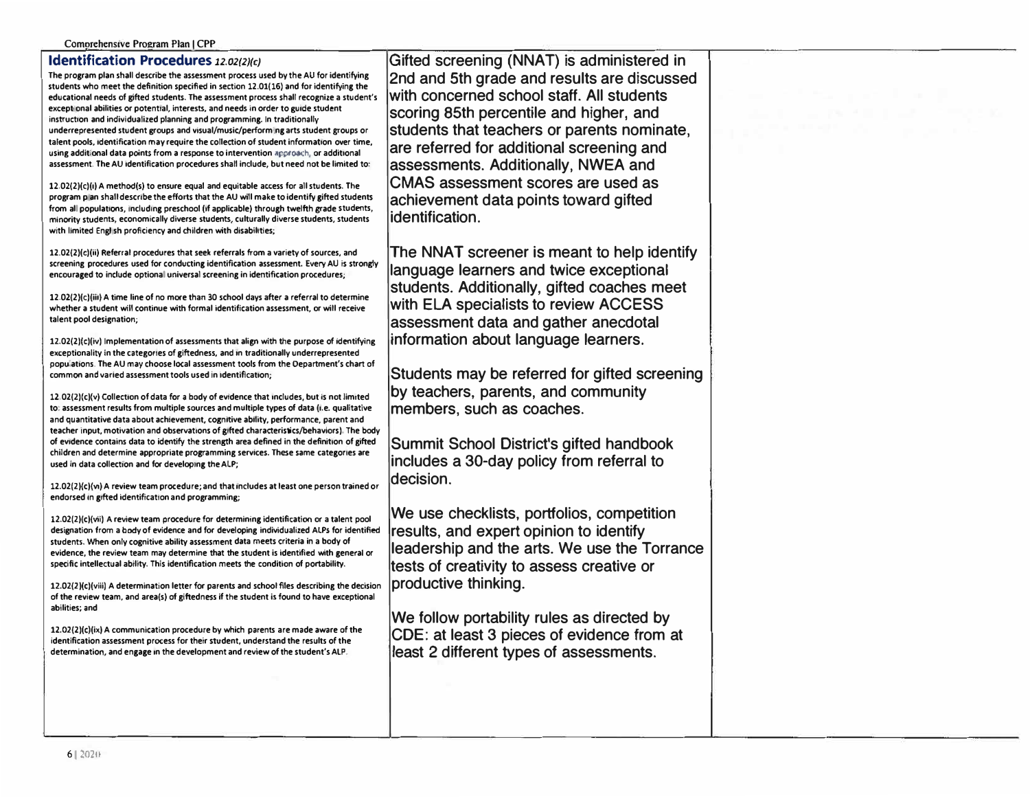| | | |
|---|---|---|
| **Identification Procedures** *12.02(2)(c)*<br><br>The program plan shall describe the assessment process used by the AU for identifying students who meet the definition specified in section 12.01(16) and for identifying the educational needs of gifted students. The assessment process shall recognize a student's exceptional abilities or potential, interests, and needs in order to guide student instruction and individualized planning and programming. In traditionally underrepresented student groups and visual/music/performing arts student groups or talent pools, identification may require the collection of student information over time, using additional data points from a response to intervention approach, or additional assessment. The AU identification procedures shall include, but need not be limited to:<br><br>12.02(2)(c)(i) A method(s) to ensure equal and equitable access for all students. The program plan shall describe the efforts that the AU will make to identify gifted students from all populations, including preschool (if applicable) through twelfth grade students, minority students, economically diverse students, culturally diverse students, students with limited English proficiency and children with disabilities;<br><br>12.02(2)(c)(ii) Referral procedures that seek referrals from a variety of sources, and screening procedures used for conducting identification assessment. Every AU is strongly encouraged to include optional universal screening in identification procedures;<br><br>12.02(2)(c)(iii) A time line of no more than 30 school days after a referral to determine whether a student will continue with formal identification assessment, or will receive talent pool designation;<br><br>12.02(2)(c)(iv) Implementation of assessments that align with the purpose of identifying exceptionality in the categories of giftedness, and in traditionally underrepresented populations. The AU may choose local assessment tools from the Department's chart of common and varied assessment tools used in identification;<br><br>12.02(2)(c)(v) Collection of data for a body of evidence that includes, but is not limited to: assessment results from multiple sources and multiple types of data (i.e. qualitative and quantitative data about achievement, cognitive ability, performance, parent and teacher input, motivation and observations of gifted characteristics/behaviors). The body of evidence contains data to identify the strength area defined in the definition of gifted children and determine appropriate programming services. These same categories are used in data collection and for developing the ALP;<br><br>12.02(2)(c)(vi) A review team procedure; and that includes at least one person trained or endorsed in gifted identification and programming;<br><br>12.02(2)(c)(vii) A review team procedure for determining identification or a talent pool designation from a body of evidence and for developing individualized ALPs for identified students. When only cognitive ability assessment data meets criteria in a body of evidence, the review team may determine that the student is identified with general or specific intellectual ability. This identification meets the condition of portability.<br><br>12.02(2)(c)(viii) A determination letter for parents and school files describing the decision of the review team, and area(s) of giftedness if the student is found to have exceptional abilities; and<br><br>12.02(2)(c)(ix) A communication procedure by which parents are made aware of the identification assessment process for their student, understand the results of the determination, and engage in the development and review of the student's ALP. | Gifted screening (NNAT) is administered in 2nd and 5th grade and results are discussed with concerned school staff. All students scoring 85th percentile and higher, and students that teachers or parents nominate, are referred for additional screening and assessments. Additionally, NWEA and CMAS assessment scores are used as achievement data points toward gifted identification.<br><br>The NNAT screener is meant to help identify language learners and twice exceptional students. Additionally, gifted coaches meet with ELA specialists to review ACCESS assessment data and gather anecdotal information about language learners.<br><br>Students may be referred for gifted screening by teachers, parents, and community members, such as coaches.<br><br>Summit School District's gifted handbook includes a 30-day policy from referral to decision.<br><br>We use checklists, portfolios, competition results, and expert opinion to identify leadership and the arts. We use the Torrance tests of creativity to assess creative or productive thinking.<br><br>We follow portability rules as directed by CDE: at least 3 pieces of evidence from at least 2 different types of assessments. | |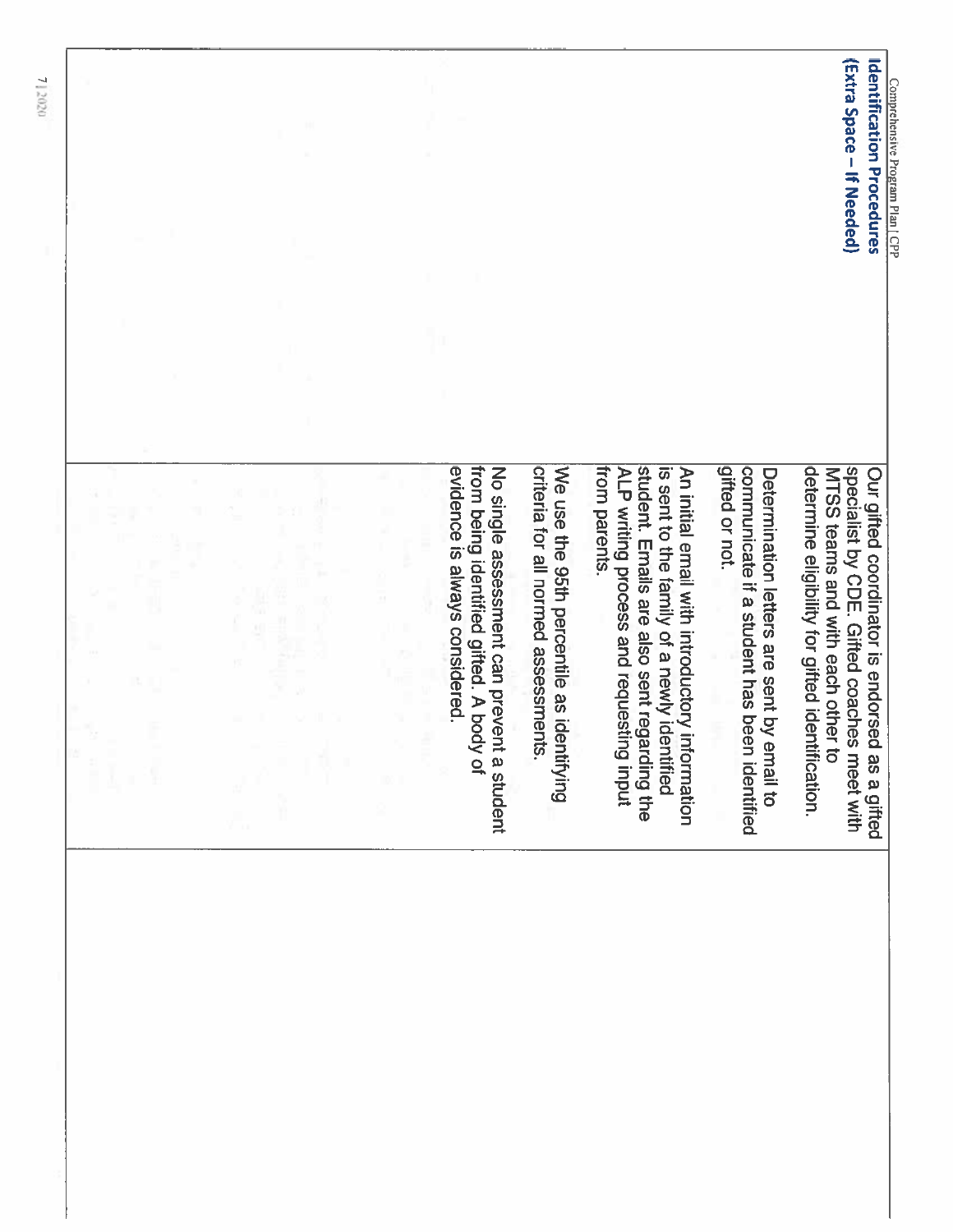| | | |
|---|---|---|
| **Identification Procedures (Extra Space – If Needed)** | Our gifted coordinator is endorsed as a gifted specialist by CDE. Gifted coaches meet with MTSS teams and with each other to determine eligibility for gifted identification.<br><br>Determination letters are sent by email to communicate if a student has been identified gifted or not.<br><br>An initial email with introductory information is sent to the family of a newly identified student. Emails are also sent regarding the ALP writing process and requesting input from parents.<br><br>We use the 95th percentile as identifying criteria for all normed assessments.<br><br>No single assessment can prevent a student from being identified gifted. A body of evidence is always considered. | |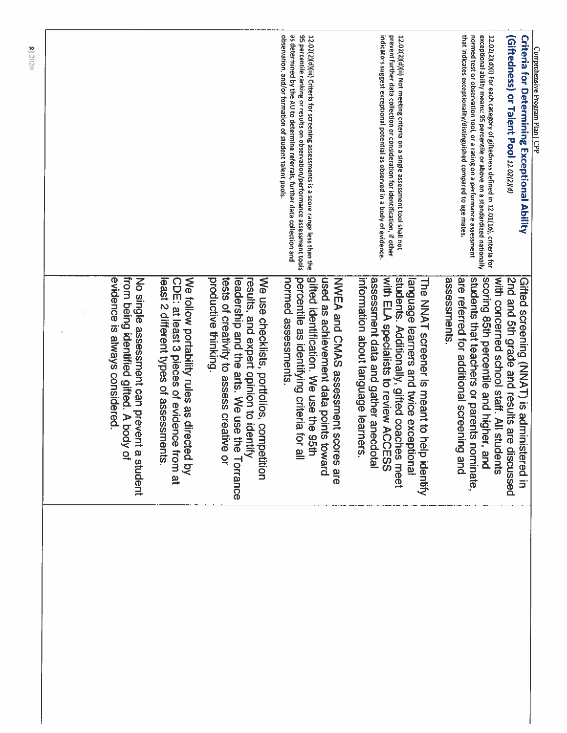## Criteria for Determining Exceptional Ability (Giftedness) or Talent Pool *12.02(2)(d)*

| | | |
|---|---|---|
| **12.02(2)(d)(i) For each category of giftedness defined in 12.01(16), criteria for exceptional ability means: 95 percentile or above on a standardized nationally normed test or observation tool, or a rating on a performance assessment that indicates exceptionality/distinguished compared to age mates.** | Gifted screening (NNAT) is administered in 2nd and 5th grade and results are discussed with concerned school staff. All students scoring 85th percentile and higher, and students that teachers or parents nominate, are referred for additional screening and assessments. | |
| **12.02(2)(d)(ii) Not meeting criteria on a single assessment tool shall not prevent further data collection or consideration for identification, if other indicators suggest exceptional potential as observed in a body of evidence.** | The NNAT screener is meant to help identify language learners and twice exceptional students. Additionally, gifted coaches meet with ELA specialists to review ACCESS assessment data and gather anecdotal information about language learners. | |
| **12.02(2)(d)(iii) Criteria for screening assessments is a score range less than the 95 percentile ranking or results on observation/performance assessment tools as determined by the AU to determine referrals, further data collection and observation, and/or formation of student talent pools.** | NWEA and CMAS assessment scores are used as achievement data points toward gifted identification. We use the 95th percentile as identifying criteria for all normed assessments.<br><br>We use checklists, portfolios, competition results, and expert opinion to identify leadership and the arts. We use the Torrance tests of creativity to assess creative or productive thinking.<br><br>We follow portability rules as directed by CDE: at least 3 pieces of evidence from at least 2 different types of assessments.<br><br>No single assessment can prevent a student from being identified gifted. A body of evidence is always considered. | |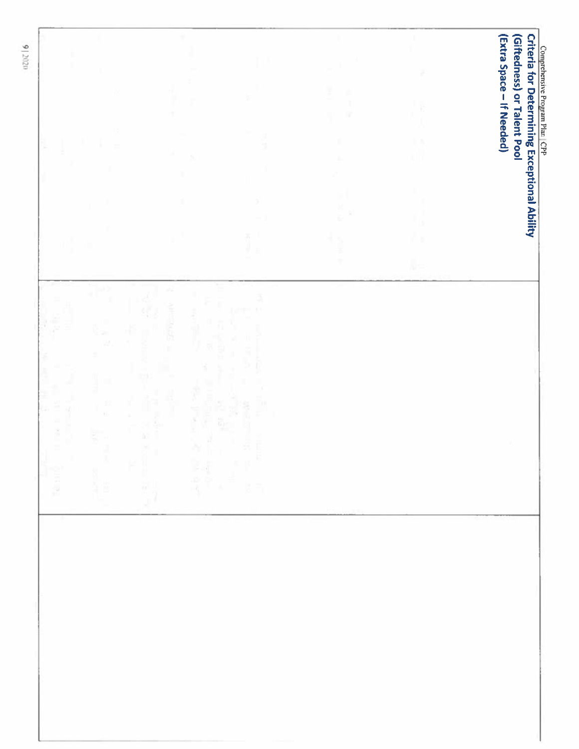## Criteria for Determining Exceptional Ability (Giftedness) or Talent Pool (Extra Space – If Needed)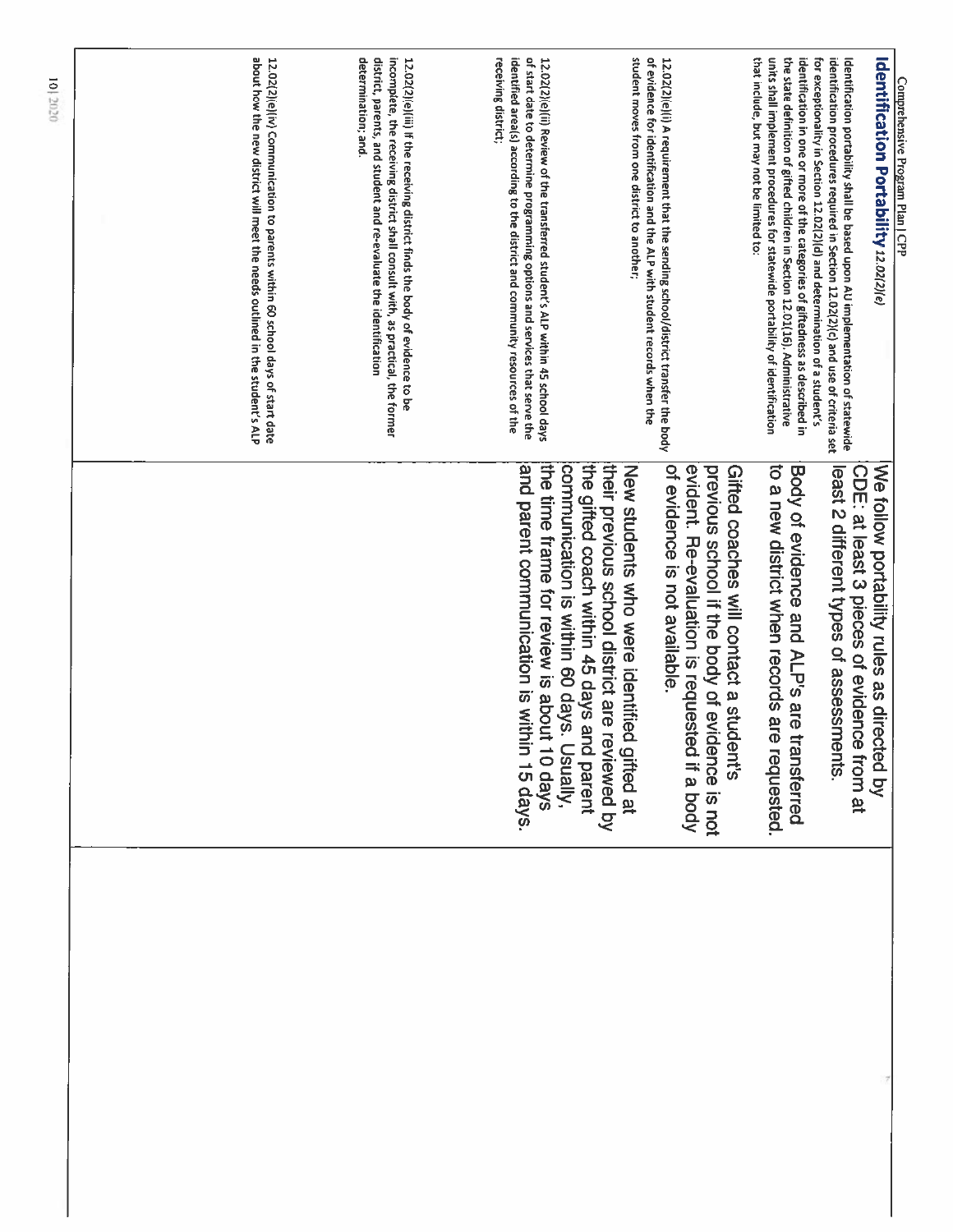## Identification Portability *12.02(2)(e)*

| | | |
|---|---|---|
| Identification portability shall be based upon AU implementation of statewide identification procedures required in Section 12.02(2)(c) and use of criteria set for exceptionality in Section 12.02(2)(d) and determination of a student's identification in one or more of the categories of giftedness as described in the state definition of gifted children in Section 12.01(16). Administrative units shall implement procedures for statewide portability of identification that include, but may not be limited to: | We follow portability rules as directed by CDE: at least 3 pieces of evidence from at least 2 different types of assessments. | |
| 12.02(2)(e)(i) A requirement that the sending school/district transfer the body of evidence for identification and the ALP with student records when the student moves from one district to another; | Body of evidence and ALP's are transferred to a new district when records are requested. | |
| 12.02(2)(e)(iii) If the receiving district finds the body of evidence to be incomplete, the receiving district shall consult with, as practical, the former district, parents, and student and re-evaluate the identification determination; and. | Gifted coaches will contact a student's previous school if the body of evidence is not evident. Re-evaluation is requested if a body of evidence is not available. | |
| 12.02(2)(e)(ii) Review of the transferred student's ALP within 45 school days of start date to determine programming options and services that serve the identified area(s) according to the district and community resources of the receiving district; | New students who were identified gifted at their previous school district are reviewed by the gifted coach within 45 days and parent communication is within 60 days. Usually, the time frame for review is about 10 days and parent communication is within 15 days. | |
| 12.02(2)(e)(iv) Communication to parents within 60 school days of start date about how the new district will meet the needs outlined in the student's ALP | | |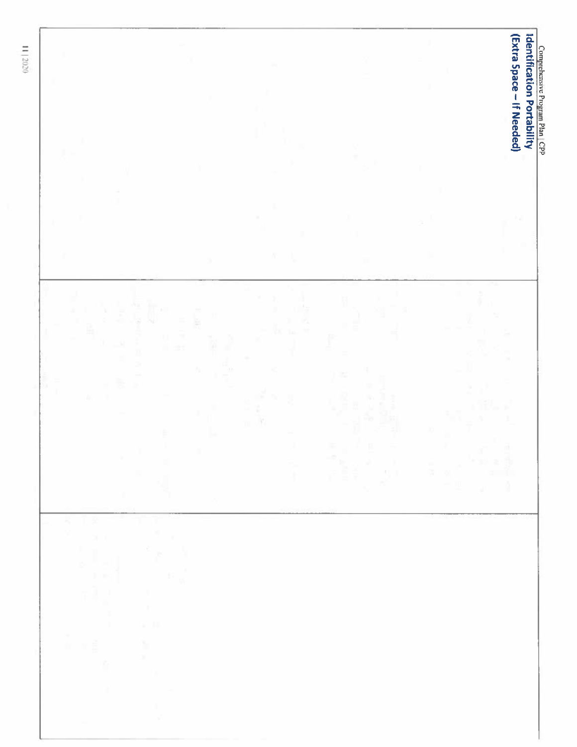# Identification Portability
## (Extra Space – If Needed)

| | |
|---|---|
| | |
| | |
| | |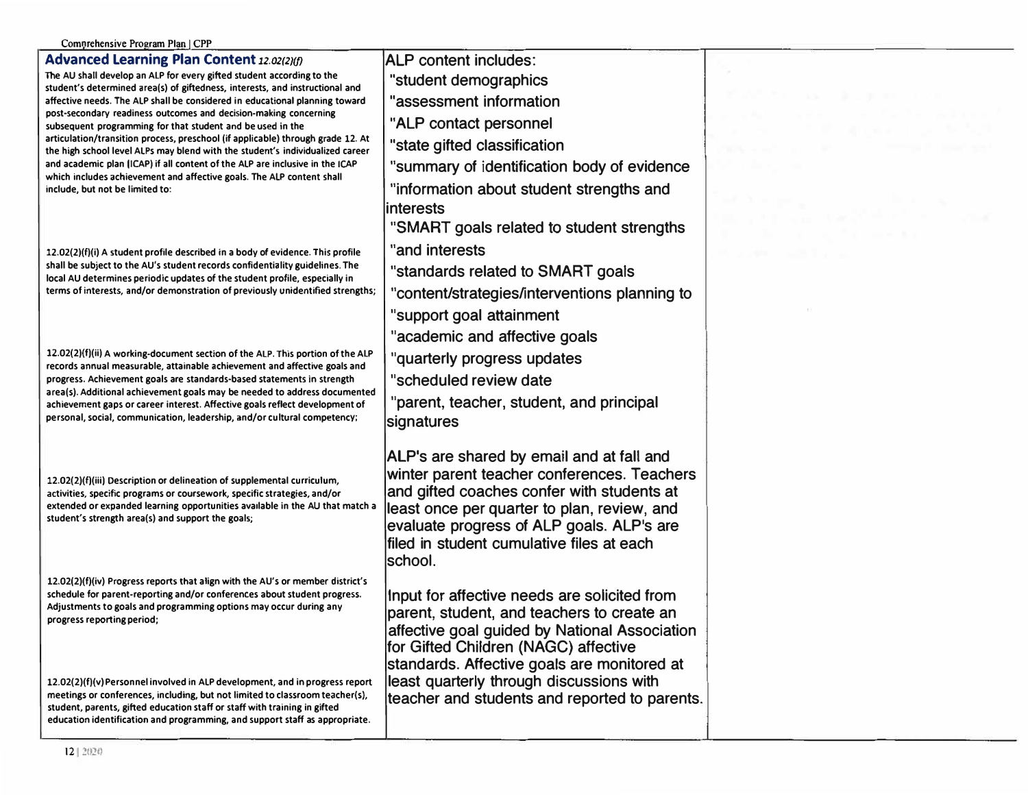| Advanced Learning Plan Content 12.02(2)(f) | | |
|---|---|---|
| The AU shall develop an ALP for every gifted student according to the student's determined area(s) of giftedness, interests, and instructional and affective needs. The ALP shall be considered in educational planning toward post-secondary readiness outcomes and decision-making concerning subsequent programming for that student and be used in the articulation/transition process, preschool (if applicable) through grade 12. At the high school level ALPs may blend with the student's individualized career and academic plan (ICAP) if all content of the ALP are inclusive in the ICAP which includes achievement and affective goals. The ALP content shall include, but not be limited to:<br><br>12.02(2)(f)(i) A student profile described in a body of evidence. This profile shall be subject to the AU's student records confidentiality guidelines. The local AU determines periodic updates of the student profile, especially in terms of interests, and/or demonstration of previously unidentified strengths;<br><br>12.02(2)(f)(ii) A working-document section of the ALP. This portion of the ALP records annual measurable, attainable achievement and affective goals and progress. Achievement goals are standards-based statements in strength area(s). Additional achievement goals may be needed to address documented achievement gaps or career interest. Affective goals reflect development of personal, social, communication, leadership, and/or cultural competency;<br><br>12.02(2)(f)(iii) Description or delineation of supplemental curriculum, activities, specific programs or coursework, specific strategies, and/or extended or expanded learning opportunities available in the AU that match a student's strength area(s) and support the goals;<br><br>12.02(2)(f)(iv) Progress reports that align with the AU's or member district's schedule for parent-reporting and/or conferences about student progress. Adjustments to goals and programming options may occur during any progress reporting period;<br><br>12.02(2)(f)(v) Personnel involved in ALP development, and in progress report meetings or conferences, including, but not limited to classroom teacher(s), student, parents, gifted education staff or staff with training in gifted education identification and programming, and support staff as appropriate. | ALP content includes:<br>"student demographics<br>"assessment information<br>"ALP contact personnel<br>"state gifted classification<br>"summary of identification body of evidence<br>"information about student strengths and interests<br>"SMART goals related to student strengths<br>"and interests<br>"standards related to SMART goals<br>"content/strategies/interventions planning to<br>"support goal attainment<br>"academic and affective goals<br>"quarterly progress updates<br>"scheduled review date<br>"parent, teacher, student, and principal signatures<br><br>ALP's are shared by email and at fall and winter parent teacher conferences. Teachers and gifted coaches confer with students at least once per quarter to plan, review, and evaluate progress of ALP goals. ALP's are filed in student cumulative files at each school.<br><br>Input for affective needs are solicited from parent, student, and teachers to create an affective goal guided by National Association for Gifted Children (NAGC) affective standards. Affective goals are monitored at least quarterly through discussions with teacher and students and reported to parents. | |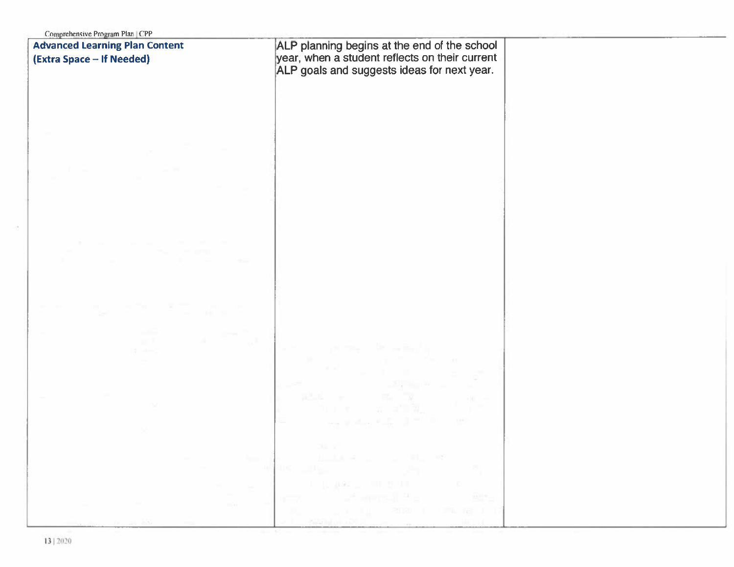| | | |
|---|---|---|
| **Advanced Learning Plan Content (Extra Space – If Needed)** | ALP planning begins at the end of the school year, when a student reflects on their current ALP goals and suggests ideas for next year. | |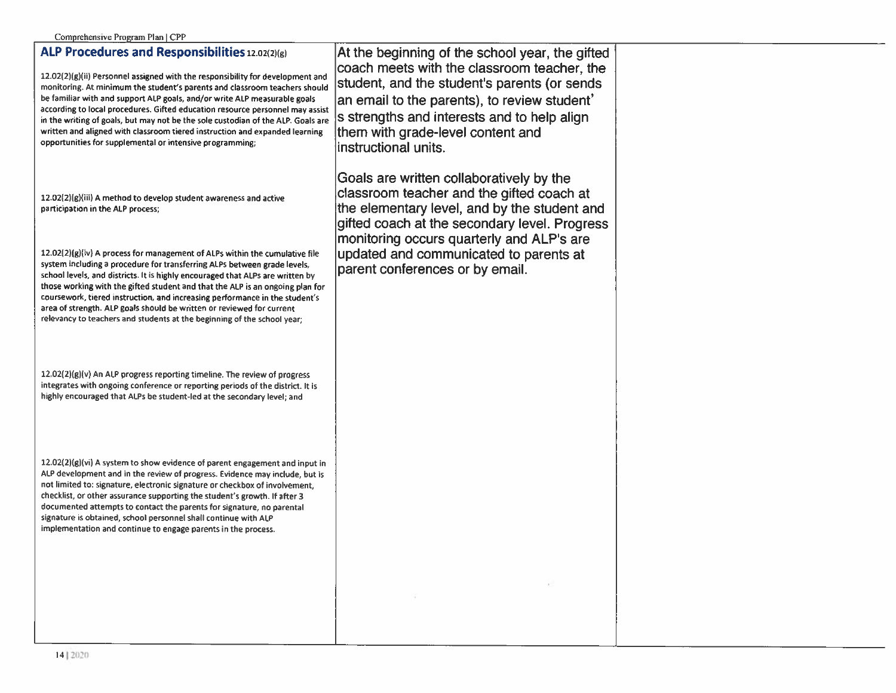## ALP Procedures and Responsibilities 12.02(2)(g)

| | | |
|---|---|---|
| 12.02(2)(g)(ii) Personnel assigned with the responsibility for development and monitoring. At minimum the student's parents and classroom teachers should be familiar with and support ALP goals, and/or write ALP measurable goals according to local procedures. Gifted education resource personnel may assist in the writing of goals, but may not be the sole custodian of the ALP. Goals are written and aligned with classroom tiered instruction and expanded learning opportunities for supplemental or intensive programming;<br><br>12.02(2)(g)(iii) A method to develop student awareness and active participation in the ALP process;<br><br>12.02(2)(g)(iv) A process for management of ALPs within the cumulative file system including a procedure for transferring ALPs between grade levels, school levels, and districts. It is highly encouraged that ALPs are written by those working with the gifted student and that the ALP is an ongoing plan for coursework, tiered instruction, and increasing performance in the student's area of strength. ALP goals should be written or reviewed for current relevancy to teachers and students at the beginning of the school year;<br><br>12.02(2)(g)(v) An ALP progress reporting timeline. The review of progress integrates with ongoing conference or reporting periods of the district. It is highly encouraged that ALPs be student-led at the secondary level; and<br><br>12.02(2)(g)(vi) A system to show evidence of parent engagement and input in ALP development and in the review of progress. Evidence may include, but is not limited to: signature, electronic signature or checkbox of involvement, checklist, or other assurance supporting the student's growth. If after 3 documented attempts to contact the parents for signature, no parental signature is obtained, school personnel shall continue with ALP implementation and continue to engage parents in the process. | At the beginning of the school year, the gifted coach meets with the classroom teacher, the student, and the student's parents (or sends an email to the parents), to review student's strengths and interests and to help align them with grade-level content and instructional units.<br><br>Goals are written collaboratively by the classroom teacher and the gifted coach at the elementary level, and by the student and gifted coach at the secondary level. Progress monitoring occurs quarterly and ALP's are updated and communicated to parents at parent conferences or by email. | |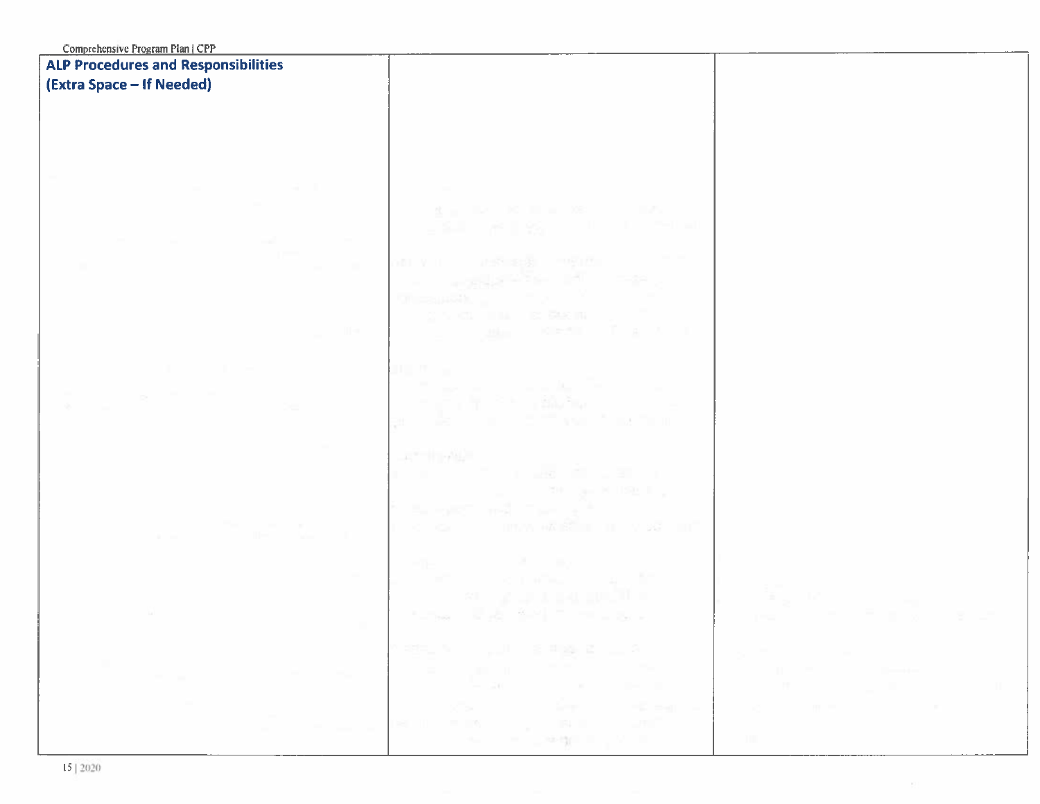| ALP Procedures and Responsibilities (Extra Space – If Needed) | | |
|---|---|---|
| | | |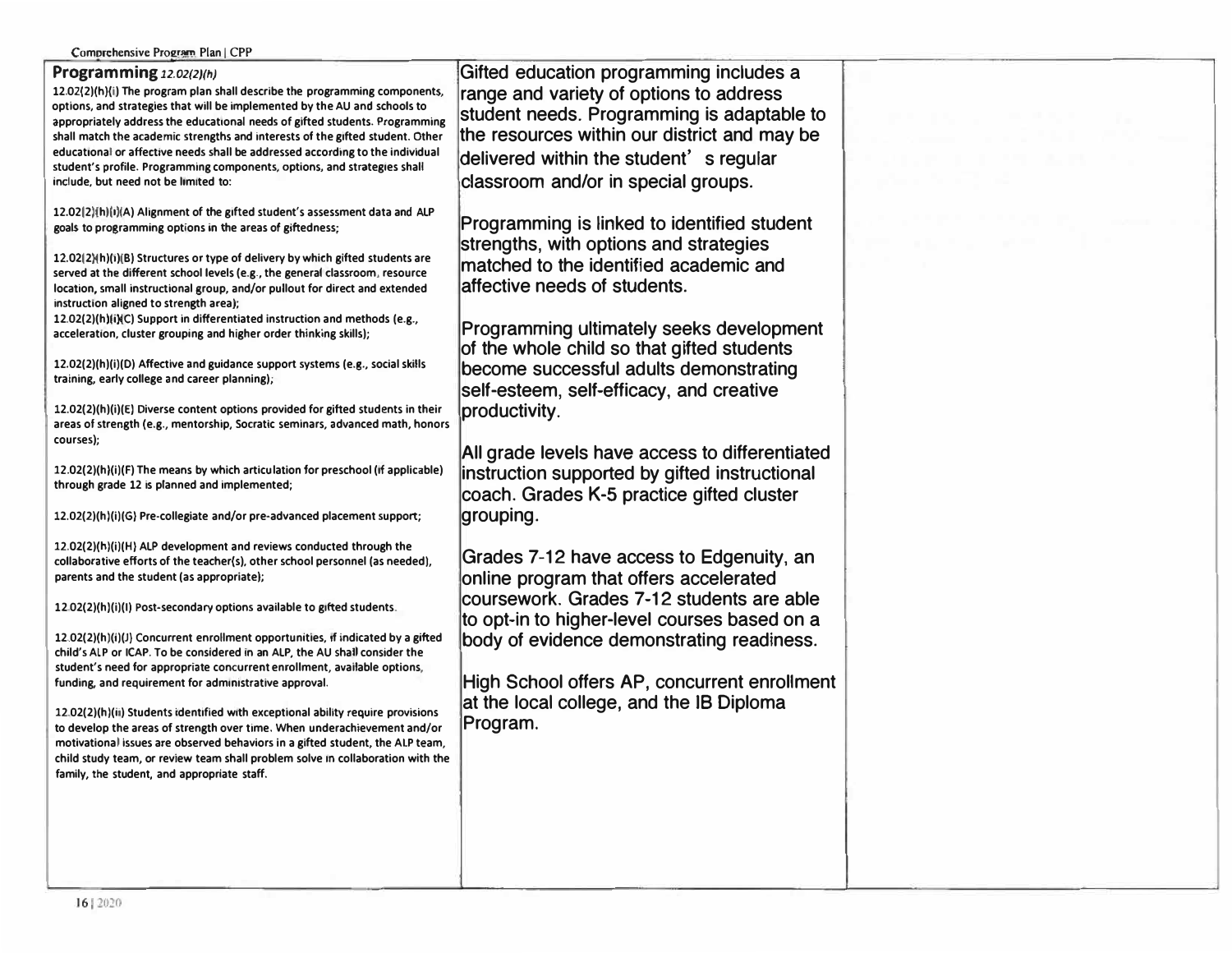| | | |
|---|---|---|
| **Programming** *12.02(2)(h)*<br><br>12.02(2)(h)(i) The program plan shall describe the programming components, options, and strategies that will be implemented by the AU and schools to appropriately address the educational needs of gifted students. Programming shall match the academic strengths and interests of the gifted student. Other educational or affective needs shall be addressed according to the individual student's profile. Programming components, options, and strategies shall include, but need not be limited to:<br><br>12.02(2)(h)(i)(A) Alignment of the gifted student's assessment data and ALP goals to programming options in the areas of giftedness;<br><br>12.02(2)(h)(i)(B) Structures or type of delivery by which gifted students are served at the different school levels (e.g., the general classroom, resource location, small instructional group, and/or pullout for direct and extended instruction aligned to strength area);<br>12.02(2)(h)(i)(C) Support in differentiated instruction and methods (e.g., acceleration, cluster grouping and higher order thinking skills);<br><br>12.02(2)(h)(i)(D) Affective and guidance support systems (e.g., social skills training, early college and career planning);<br><br>12.02(2)(h)(i)(E) Diverse content options provided for gifted students in their areas of strength (e.g., mentorship, Socratic seminars, advanced math, honors courses);<br><br>12.02(2)(h)(i)(F) The means by which articulation for preschool (if applicable) through grade 12 is planned and implemented;<br><br>12.02(2)(h)(i)(G) Pre-collegiate and/or pre-advanced placement support;<br><br>12.02(2)(h)(i)(H) ALP development and reviews conducted through the collaborative efforts of the teacher(s), other school personnel (as needed), parents and the student (as appropriate);<br><br>12.02(2)(h)(i)(I) Post-secondary options available to gifted students.<br><br>12.02(2)(h)(i)(J) Concurrent enrollment opportunities, if indicated by a gifted child's ALP or ICAP. To be considered in an ALP, the AU shall consider the student's need for appropriate concurrent enrollment, available options, funding, and requirement for administrative approval.<br><br>12.02(2)(h)(ii) Students identified with exceptional ability require provisions to develop the areas of strength over time. When underachievement and/or motivational issues are observed behaviors in a gifted student, the ALP team, child study team, or review team shall problem solve in collaboration with the family, the student, and appropriate staff. | Gifted education programming includes a range and variety of options to address student needs. Programming is adaptable to the resources within our district and may be delivered within the student's regular classroom and/or in special groups.<br><br>Programming is linked to identified student strengths, with options and strategies matched to the identified academic and affective needs of students.<br><br>Programming ultimately seeks development of the whole child so that gifted students become successful adults demonstrating self-esteem, self-efficacy, and creative productivity.<br><br>All grade levels have access to differentiated instruction supported by gifted instructional coach. Grades K-5 practice gifted cluster grouping.<br><br>Grades 7-12 have access to Edgenuity, an online program that offers accelerated coursework. Grades 7-12 students are able to opt-in to higher-level courses based on a body of evidence demonstrating readiness.<br><br>High School offers AP, concurrent enrollment at the local college, and the IB Diploma Program. | |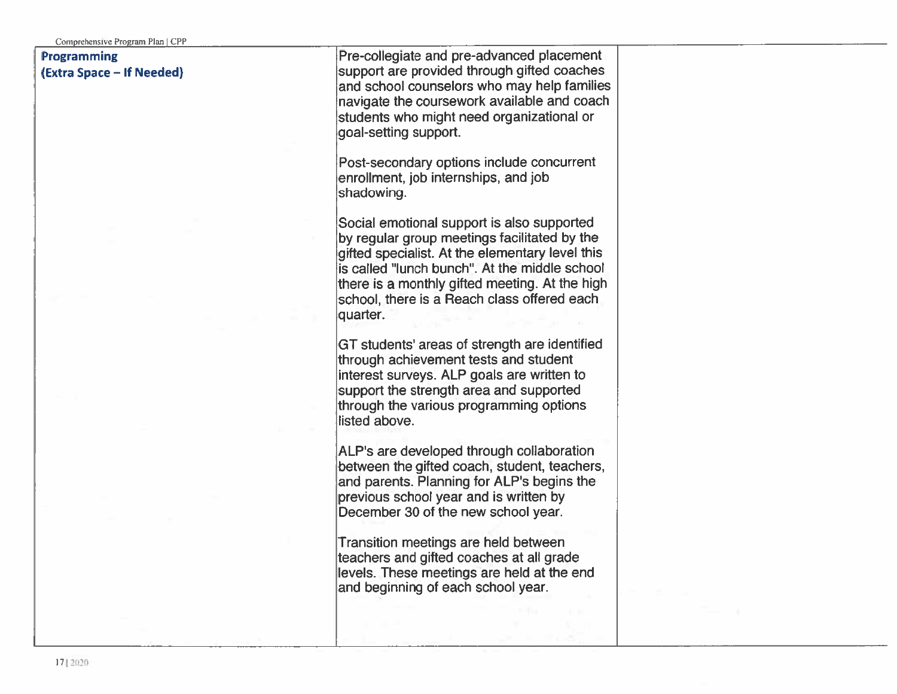| | | |
|---|---|---|
| **Programming (Extra Space – If Needed)** | Pre-collegiate and pre-advanced placement support are provided through gifted coaches and school counselors who may help families navigate the coursework available and coach students who might need organizational or goal-setting support.<br><br>Post-secondary options include concurrent enrollment, job internships, and job shadowing.<br><br>Social emotional support is also supported by regular group meetings facilitated by the gifted specialist. At the elementary level this is called "lunch bunch". At the middle school there is a monthly gifted meeting. At the high school, there is a Reach class offered each quarter.<br><br>GT students' areas of strength are identified through achievement tests and student interest surveys. ALP goals are written to support the strength area and supported through the various programming options listed above.<br><br>ALP's are developed through collaboration between the gifted coach, student, teachers, and parents. Planning for ALP's begins the previous school year and is written by December 30 of the new school year.<br><br>Transition meetings are held between teachers and gifted coaches at all grade levels. These meetings are held at the end and beginning of each school year. | |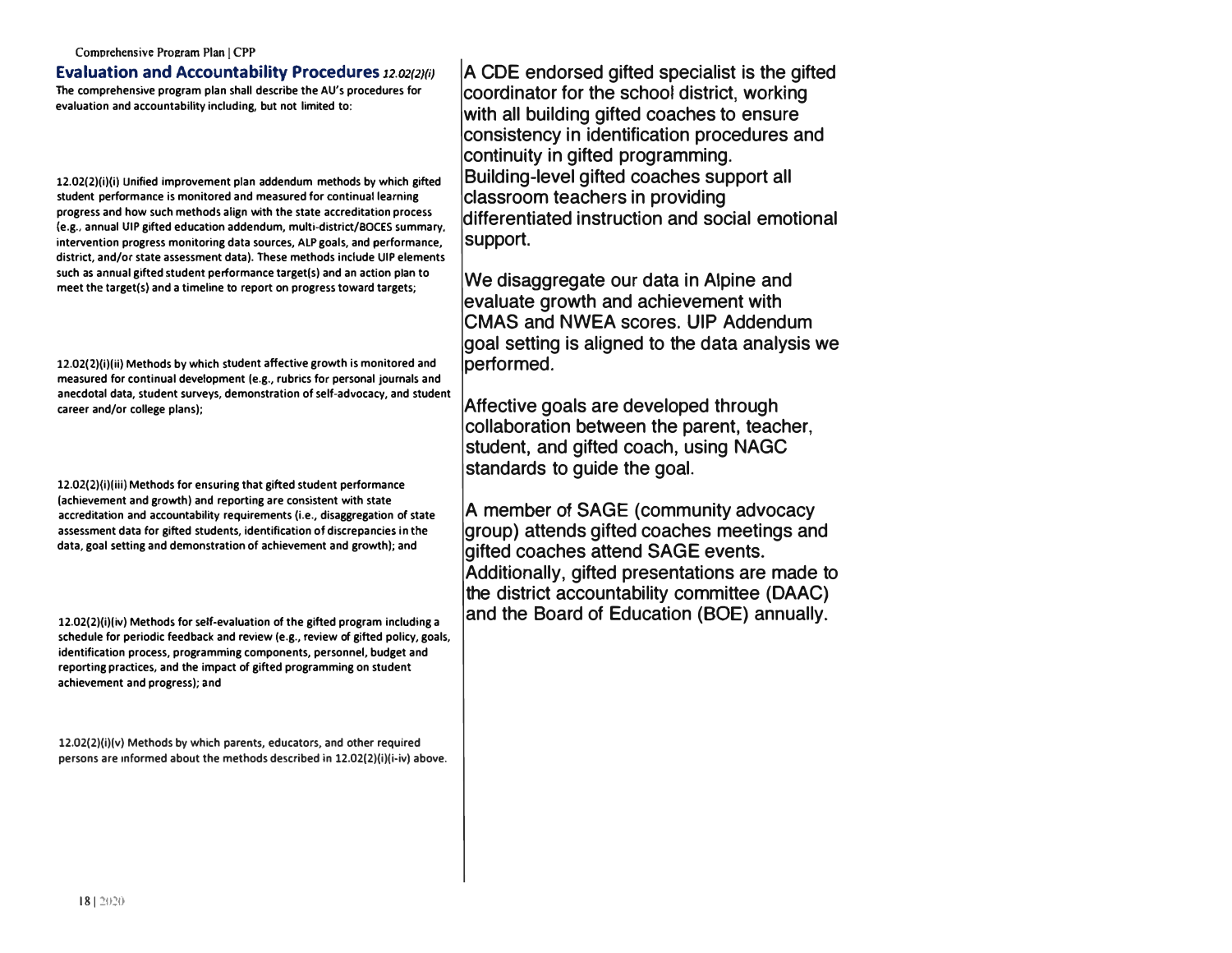## Evaluation and Accountability Procedures *12.02(2)(i)*

**The comprehensive program plan shall describe the AU's procedures for evaluation and accountability including, but not limited to:**

12.02(2)(i)(i) Unified improvement plan addendum methods by which gifted student performance is monitored and measured for continual learning progress and how such methods align with the state accreditation process (e.g., annual UIP gifted education addendum, multi-district/BOCES summary, intervention progress monitoring data sources, ALP goals, and performance, district, and/or state assessment data). These methods include UIP elements such as annual gifted student performance target(s) and an action plan to meet the target(s) and a timeline to report on progress toward targets;

12.02(2)(i)(ii) Methods by which student affective growth is monitored and measured for continual development (e.g., rubrics for personal journals and anecdotal data, student surveys, demonstration of self-advocacy, and student career and/or college plans);

12.02(2)(i)(iii) Methods for ensuring that gifted student performance (achievement and growth) and reporting are consistent with state accreditation and accountability requirements (i.e., disaggregation of state assessment data for gifted students, identification of discrepancies in the data, goal setting and demonstration of achievement and growth); and

12.02(2)(i)(iv) Methods for self-evaluation of the gifted program including a schedule for periodic feedback and review (e.g., review of gifted policy, goals, identification process, programming components, personnel, budget and reporting practices, and the impact of gifted programming on student achievement and progress); and

12.02(2)(i)(v) Methods by which parents, educators, and other required persons are informed about the methods described in 12.02(2)(i)(i-iv) above.

A CDE endorsed gifted specialist is the gifted coordinator for the school district, working with all building gifted coaches to ensure consistency in identification procedures and continuity in gifted programming. Building-level gifted coaches support all classroom teachers in providing differentiated instruction and social emotional support.

We disaggregate our data in Alpine and evaluate growth and achievement with CMAS and NWEA scores. UIP Addendum goal setting is aligned to the data analysis we performed.

Affective goals are developed through collaboration between the parent, teacher, student, and gifted coach, using NAGC standards to guide the goal.

A member of SAGE (community advocacy group) attends gifted coaches meetings and gifted coaches attend SAGE events. Additionally, gifted presentations are made to the district accountability committee (DAAC) and the Board of Education (BOE) annually.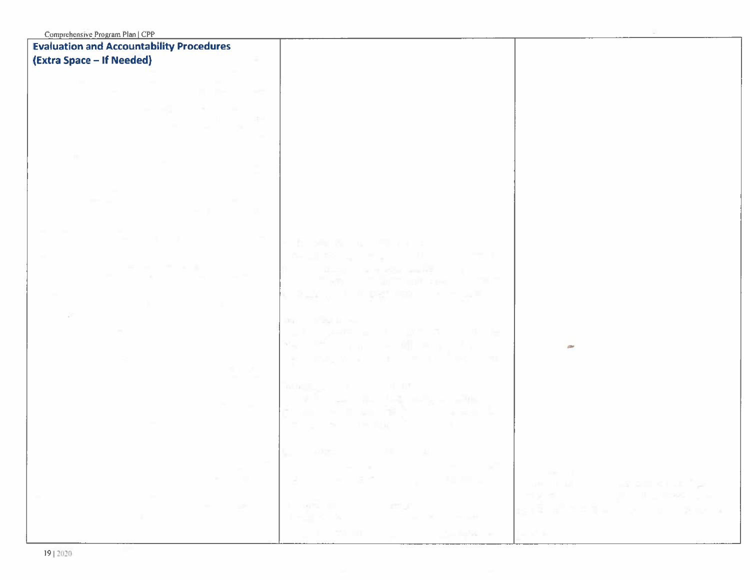## Evaluation and Accountability Procedures (Extra Space – If Needed)

| | | |
|---|---|---|
| | | |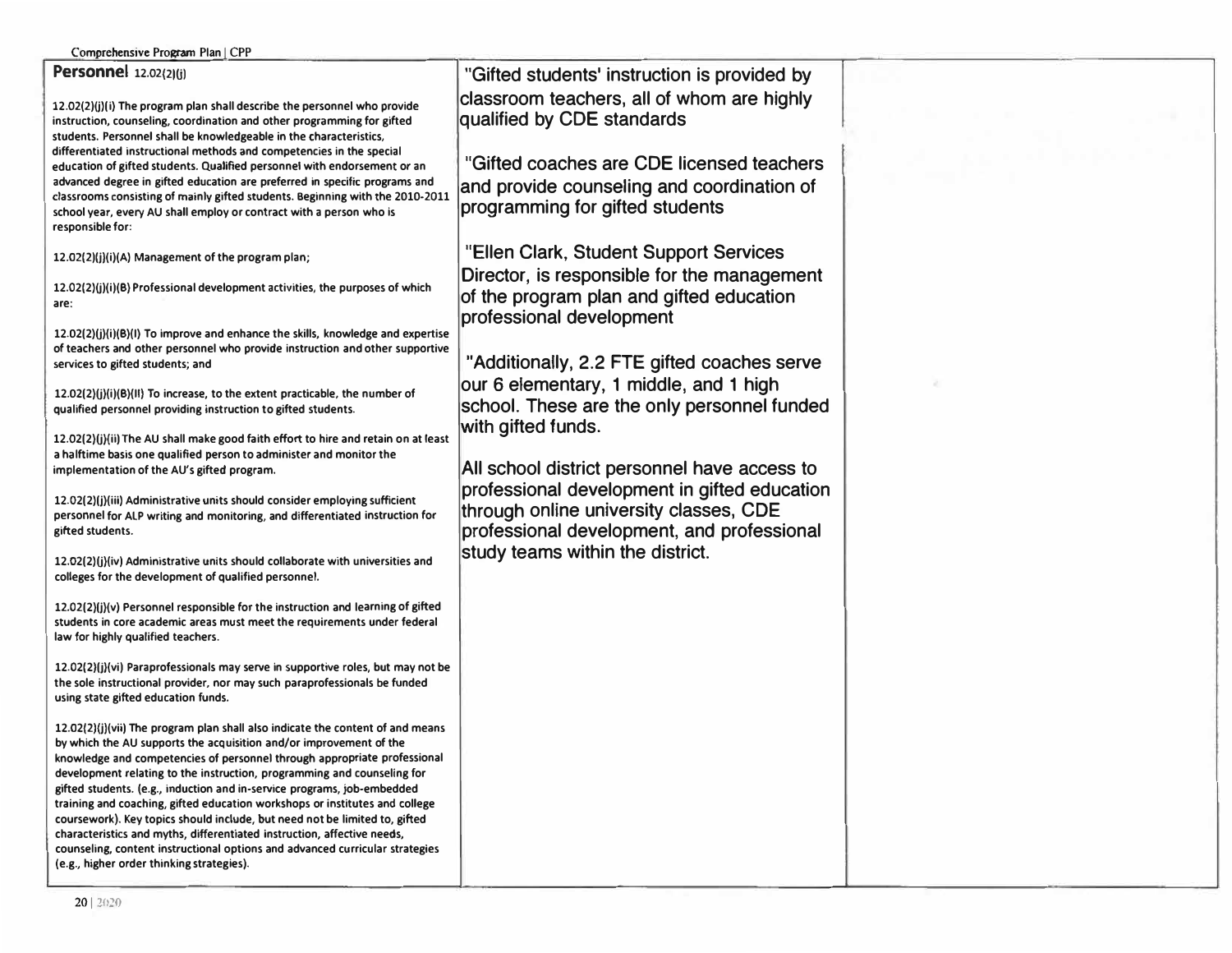| | | |
|---|---|---|
| **Personnel** 12.02(2)(j)<br><br>12.02(2)(j)(i) The program plan shall describe the personnel who provide instruction, counseling, coordination and other programming for gifted students. Personnel shall be knowledgeable in the characteristics, differentiated instructional methods and competencies in the special education of gifted students. Qualified personnel with endorsement or an advanced degree in gifted education are preferred in specific programs and classrooms consisting of mainly gifted students. Beginning with the 2010-2011 school year, every AU shall employ or contract with a person who is responsible for:<br><br>12.02(2)(j)(i)(A) Management of the program plan;<br><br>12.02(2)(j)(i)(B) Professional development activities, the purposes of which are:<br><br>12.02(2)(j)(i)(B)(I) To improve and enhance the skills, knowledge and expertise of teachers and other personnel who provide instruction and other supportive services to gifted students; and<br><br>12.02(2)(j)(i)(B)(II) To increase, to the extent practicable, the number of qualified personnel providing instruction to gifted students.<br><br>12.02(2)(j)(ii) The AU shall make good faith effort to hire and retain on at least a halftime basis one qualified person to administer and monitor the implementation of the AU's gifted program.<br><br>12.02(2)(j)(iii) Administrative units should consider employing sufficient personnel for ALP writing and monitoring, and differentiated instruction for gifted students.<br><br>12.02(2)(j)(iv) Administrative units should collaborate with universities and colleges for the development of qualified personnel.<br><br>12.02(2)(j)(v) Personnel responsible for the instruction and learning of gifted students in core academic areas must meet the requirements under federal law for highly qualified teachers.<br><br>12.02(2)(j)(vi) Paraprofessionals may serve in supportive roles, but may not be the sole instructional provider, nor may such paraprofessionals be funded using state gifted education funds.<br><br>12.02(2)(j)(vii) The program plan shall also indicate the content of and means by which the AU supports the acquisition and/or improvement of the knowledge and competencies of personnel through appropriate professional development relating to the instruction, programming and counseling for gifted students. (e.g., induction and in-service programs, job-embedded training and coaching, gifted education workshops or institutes and college coursework). Key topics should include, but need not be limited to, gifted characteristics and myths, differentiated instruction, affective needs, counseling, content instructional options and advanced curricular strategies (e.g., higher order thinking strategies). | "Gifted students' instruction is provided by classroom teachers, all of whom are highly qualified by CDE standards<br><br>"Gifted coaches are CDE licensed teachers and provide counseling and coordination of programming for gifted students<br><br>"Ellen Clark, Student Support Services Director, is responsible for the management of the program plan and gifted education professional development<br><br>"Additionally, 2.2 FTE gifted coaches serve our 6 elementary, 1 middle, and 1 high school. These are the only personnel funded with gifted funds.<br><br>All school district personnel have access to professional development in gifted education through online university classes, CDE professional development, and professional study teams within the district. | |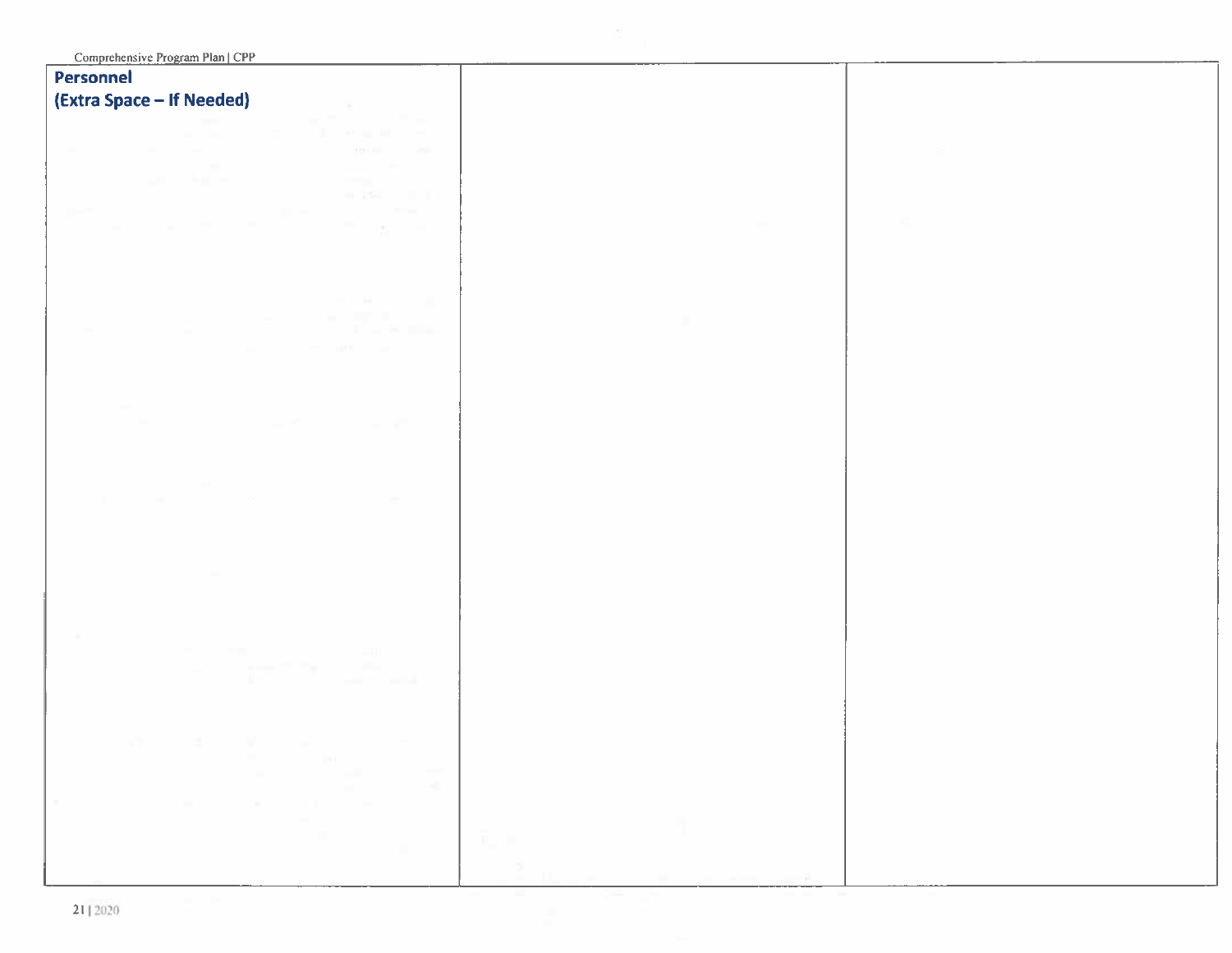| Personnel (Extra Space – If Needed) | | |
| --- | --- | --- |
| | | |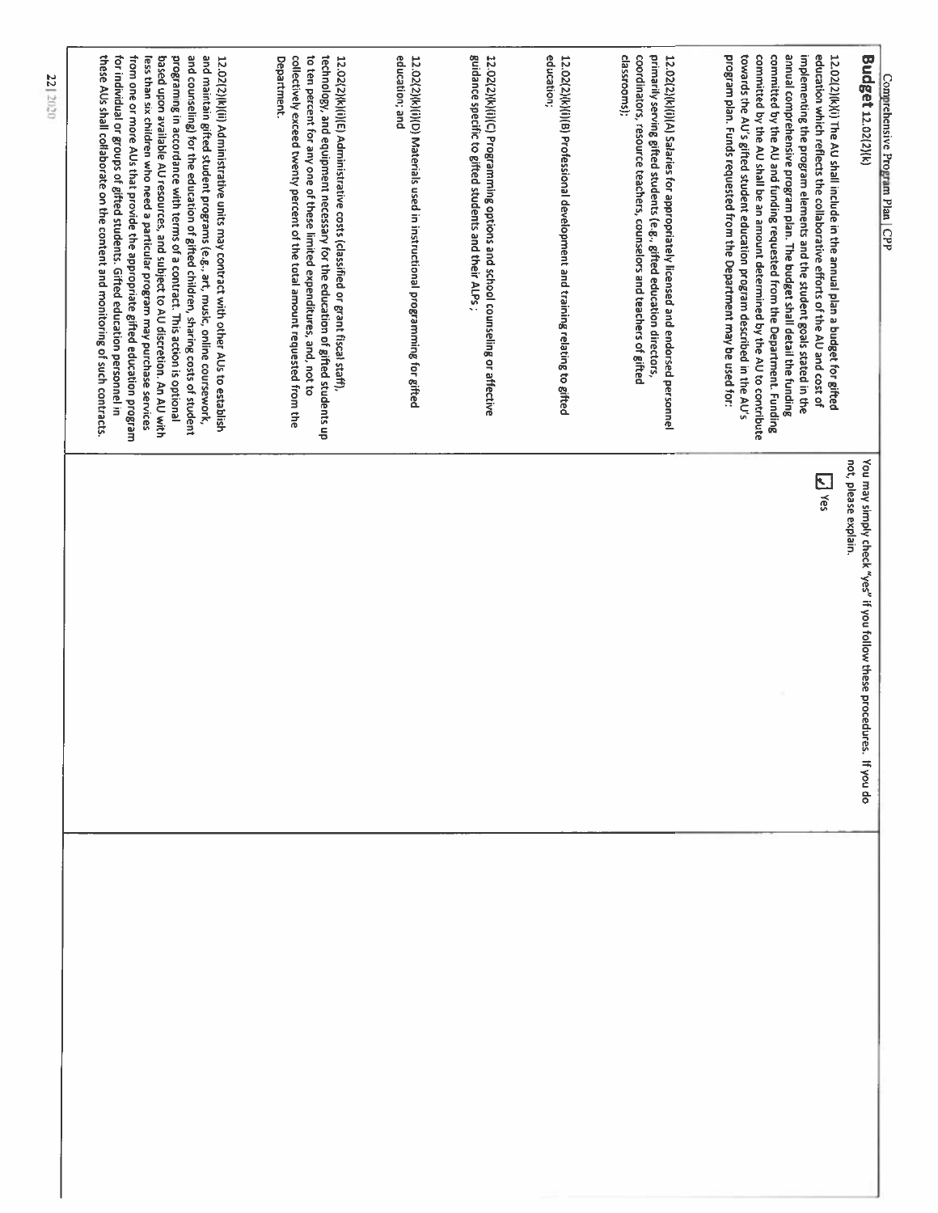## Budget 12.02(2)(k)

| | | |
|---|---|---|
| 12.02(2)(k)(i) The AU shall include in the annual plan a budget for gifted education which reflects the collaborative efforts of the AU and cost of implementing the program elements and the student goals stated in the annual comprehensive program plan. The budget shall detail the funding committed by the AU and funding requested from the Department. Funding committed by the AU shall be an amount determined by the AU to contribute towards the AU's gifted student education program described in the AU's program plan. Funds requested from the Department may be used for:<br><br>12.02(2)(k)(i)(A) Salaries for appropriately licensed and endorsed personnel primarily serving gifted students (e.g. gifted education directors, coordinators, resource teachers, counselors and teachers of gifted classrooms);<br><br>12.02(2)(k)(i)(B) Professional development and training relating to gifted education;<br><br>12.02(2)(k)(i)(C) Programming options and school counseling or affective guidance specific to gifted students and their ALPs;<br><br>12.02(2)(k)(i)(D) Materials used in instructional programming for gifted education; and<br><br>12.02(2)(k)(i)(E) Administrative costs (classified or grant fiscal staff), technology, and equipment necessary for the education of gifted students up to ten percent for any one of these limited expenditures, and, not to collectively exceed twenty percent of the total amount requested from the Department.<br><br>12.02(2)(k)(ii) Administrative units may contract with other AUs to establish and maintain gifted student programs (e.g., art, music, online coursework, and counseling) for the education of gifted children, sharing costs of student programing in accordance with terms of a contract. This action is optional based upon available AU resources, and subject to AU discretion. An AU with less than six children who need a particular program may purchase services from one or more AUs that provide the appropriate gifted education program for individual or groups of gifted students. Gifted education personnel in these AUs shall collaborate on the content and monitoring of such contracts. | You may simply check "yes" if you follow these procedures. If you do not, please explain.<br><br>☑ Yes | |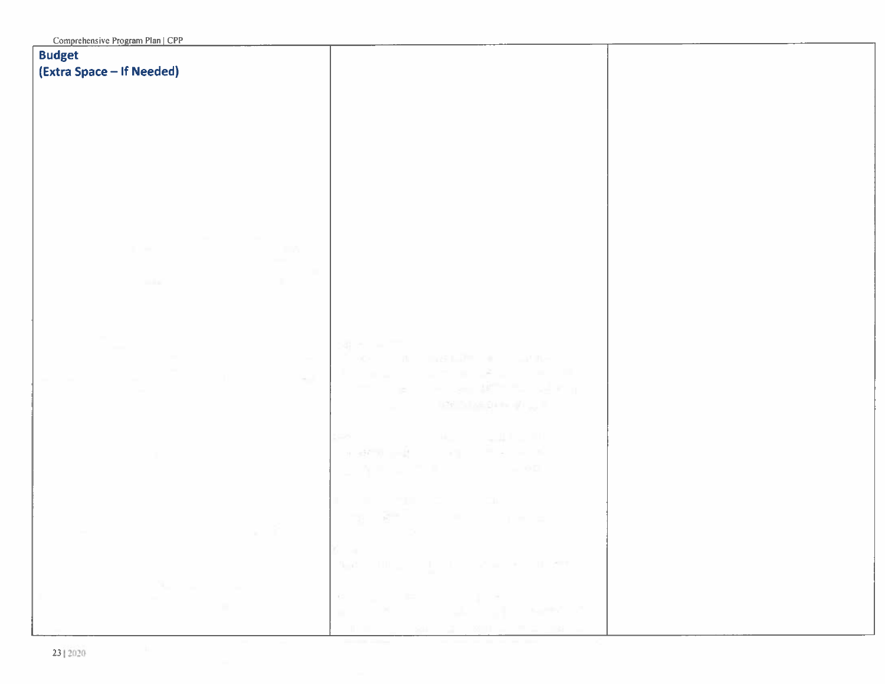| Budget<br>(Extra Space – If Needed) | | |
| --- | --- | --- |
| | | |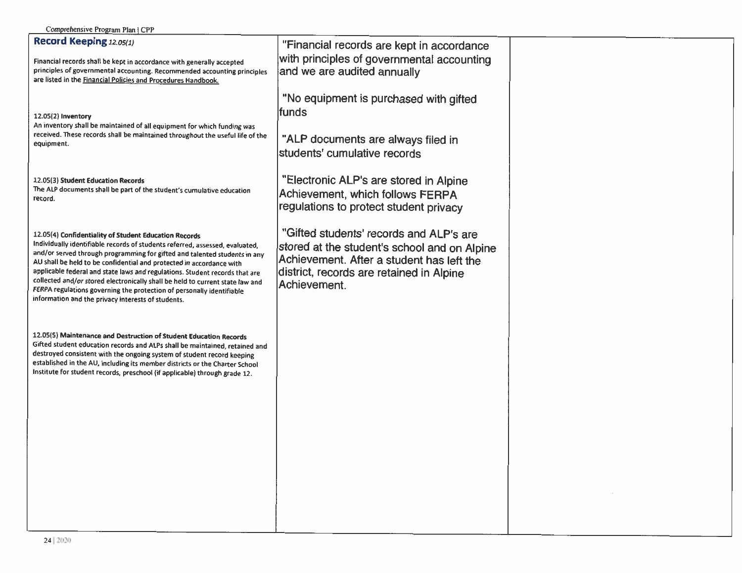| | | |
|---|---|---|
| **Record Keeping** *12.05(1)*<br><br>Financial records shall be kept in accordance with generally accepted principles of governmental accounting. Recommended accounting principles are listed in the Financial Policies and Procedures Handbook.<br><br>**12.05(2) Inventory**<br>An inventory shall be maintained of all equipment for which funding was received. These records shall be maintained throughout the useful life of the equipment.<br><br>**12.05(3) Student Education Records**<br>The ALP documents shall be part of the student's cumulative education record.<br><br>**12.05(4) Confidentiality of Student Education Records**<br>Individually identifiable records of students referred, assessed, evaluated, and/or served through programming for gifted and talented students in any AU shall be held to be confidential and protected in accordance with applicable federal and state laws and regulations. Student records that are collected and/or stored electronically shall be held to current state law and FERPA regulations governing the protection of personally identifiable information and the privacy interests of students.<br><br>**12.05(5) Maintenance and Destruction of Student Education Records**<br>Gifted student education records and ALPs shall be maintained, retained and destroyed consistent with the ongoing system of student record keeping established in the AU, including its member districts or the Charter School Institute for student records, preschool (if applicable) through grade 12. | "Financial records are kept in accordance with principles of governmental accounting and we are audited annually<br><br>"No equipment is purchased with gifted funds<br><br>"ALP documents are always filed in students' cumulative records<br><br>"Electronic ALP's are stored in Alpine Achievement, which follows FERPA regulations to protect student privacy<br><br>"Gifted students' records and ALP's are stored at the student's school and on Alpine Achievement. After a student has left the district, records are retained in Alpine Achievement. | |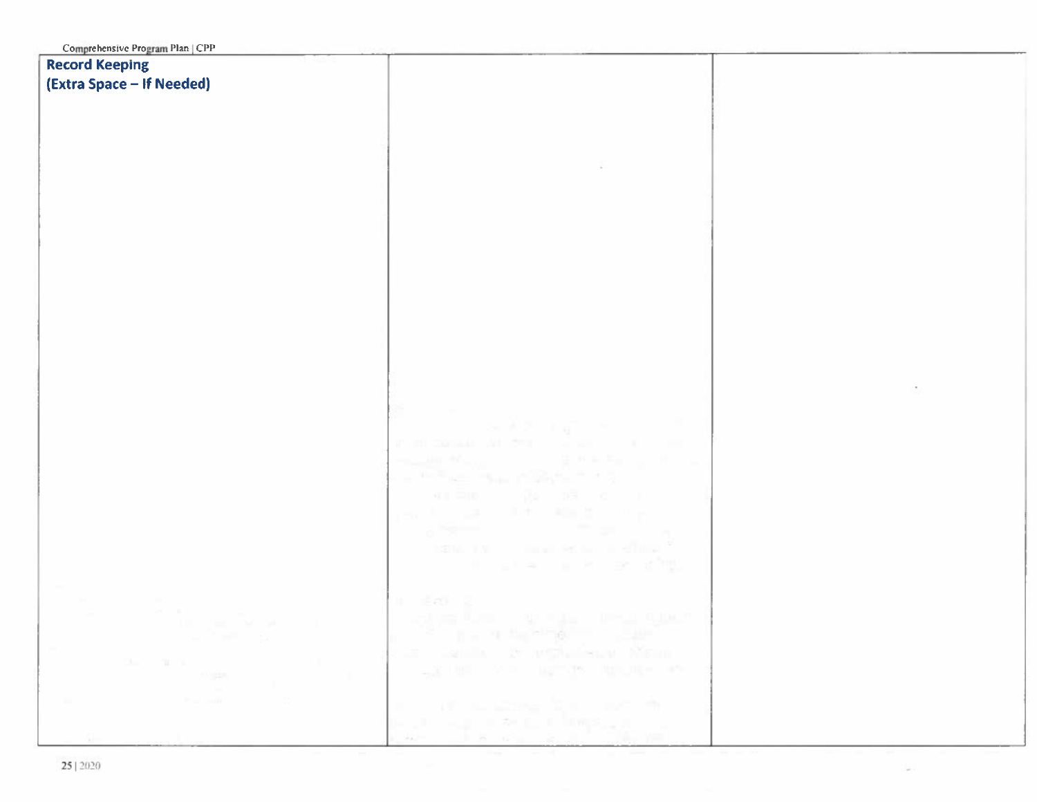## Record Keeping
## (Extra Space – If Needed)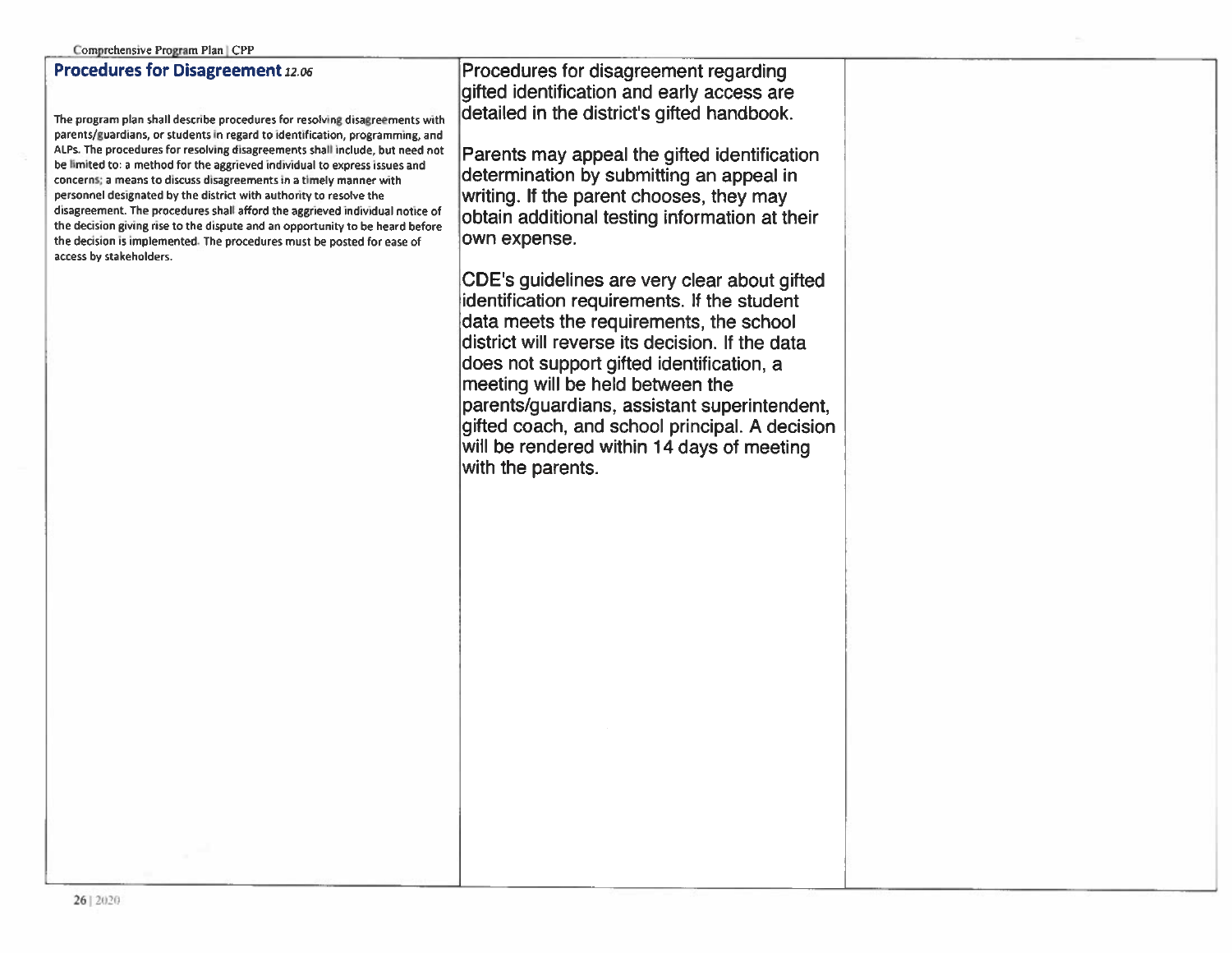| | | |
|---|---|---|
| **Procedures for Disagreement** *12.06*<br><br>The program plan shall describe procedures for resolving disagreements with parents/guardians, or students in regard to identification, programming, and ALPs. The procedures for resolving disagreements shall include, but need not be limited to: a method for the aggrieved individual to express issues and concerns; a means to discuss disagreements in a timely manner with personnel designated by the district with authority to resolve the disagreement. The procedures shall afford the aggrieved individual notice of the decision giving rise to the dispute and an opportunity to be heard before the decision is implemented. The procedures must be posted for ease of access by stakeholders. | Procedures for disagreement regarding gifted identification and early access are detailed in the district's gifted handbook.<br><br>Parents may appeal the gifted identification determination by submitting an appeal in writing. If the parent chooses, they may obtain additional testing information at their own expense.<br><br>CDE's guidelines are very clear about gifted identification requirements. If the student data meets the requirements, the school district will reverse its decision. If the data does not support gifted identification, a meeting will be held between the parents/guardians, assistant superintendent, gifted coach, and school principal. A decision will be rendered within 14 days of meeting with the parents. | |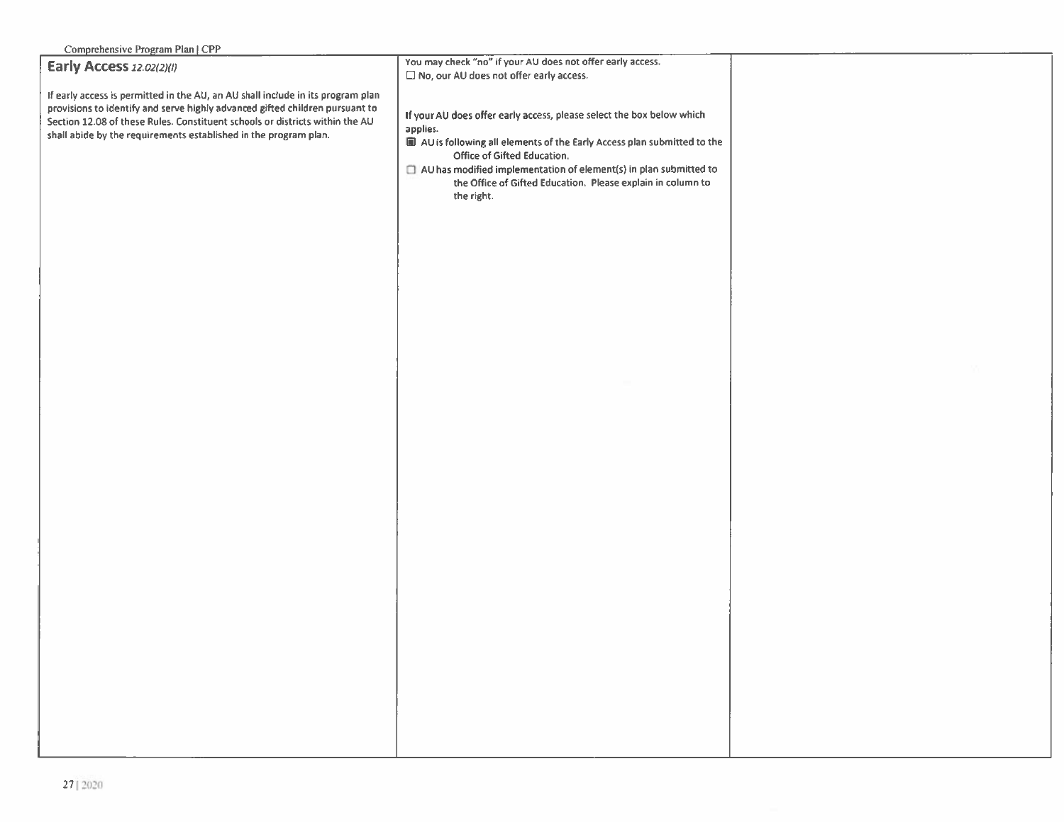## Early Access *12.02(2)(l)*

If early access is permitted in the AU, an AU shall include in its program plan provisions to identify and serve highly advanced gifted children pursuant to Section 12.08 of these Rules. Constituent schools or districts within the AU shall abide by the requirements established in the program plan.

You may check "no" if your AU does not offer early access.

☐ No, our AU does not offer early access.

If your AU does offer early access, please select the box below which applies.

☒ AU is following all elements of the Early Access plan submitted to the Office of Gifted Education.

☐ AU has modified implementation of element(s) in plan submitted to the Office of Gifted Education. Please explain in column to the right.